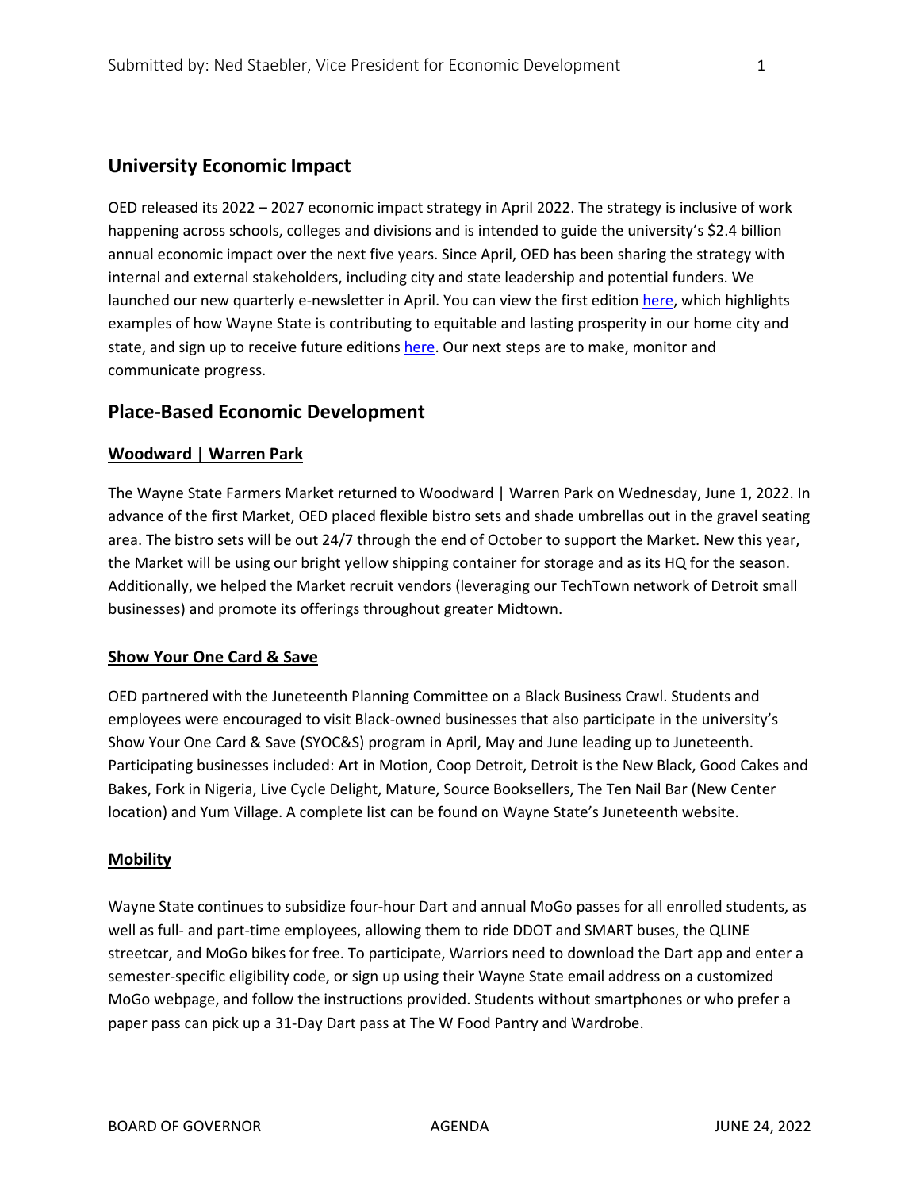## University Economic Impact

OED released its 2022 – 2027 economic impact strategy in April 2022. The strategy is inclusive of work happening across schools, colleges and divisions and is intended to guide the university's $2.4 billion annual economic impact over the next five years. Since April, OED has been sharing the strategy with internal and external stakeholders, including city and state leadership and potential funders. We launched our new quarterly e-newsletter in April. You can view the first edition here, which highlights examples of how Wayne State is contributing to equitable and lasting prosperity in our home city and state, and sign up to receive future editions here. Our next steps are to make, monitor and communicate progress.

## Place-Based Economic Development

### Woodward | Warren Park

The Wayne State Farmers Market returned to Woodward | Warren Park on Wednesday, June 1, 2022. In advance of the first Market, OED placed flexible bistro sets and shade umbrellas out in the gravel seating area. The bistro sets will be out 24/7 through the end of October to support the Market. New this year, the Market will be using our bright yellow shipping container for storage and as its HQ for the season. Additionally, we helped the Market recruit vendors (leveraging our TechTown network of Detroit small businesses) and promote its offerings throughout greater Midtown.

### Show Your One Card & Save

OED partnered with the Juneteenth Planning Committee on a Black Business Crawl. Students and employees were encouraged to visit Black-owned businesses that also participate in the university's Show Your One Card & Save (SYOC&S) program in April, May and June leading up to Juneteenth. Participating businesses included: Art in Motion, Coop Detroit, Detroit is the New Black, Good Cakes and Bakes, Fork in Nigeria, Live Cycle Delight, Mature, Source Booksellers, The Ten Nail Bar (New Center location) and Yum Village. A complete list can be found on Wayne State's Juneteenth website.

### Mobility

Wayne State continues to subsidize four-hour Dart and annual MoGo passes for all enrolled students, as well as full- and part-time employees, allowing them to ride DDOT and SMART buses, the QLINE streetcar, and MoGo bikes for free. To participate, Warriors need to download the Dart app and enter a semester-specific eligibility code, or sign up using their Wayne State email address on a customized MoGo webpage, and follow the instructions provided. Students without smartphones or who prefer a paper pass can pick up a 31-Day Dart pass at The W Food Pantry and Wardrobe.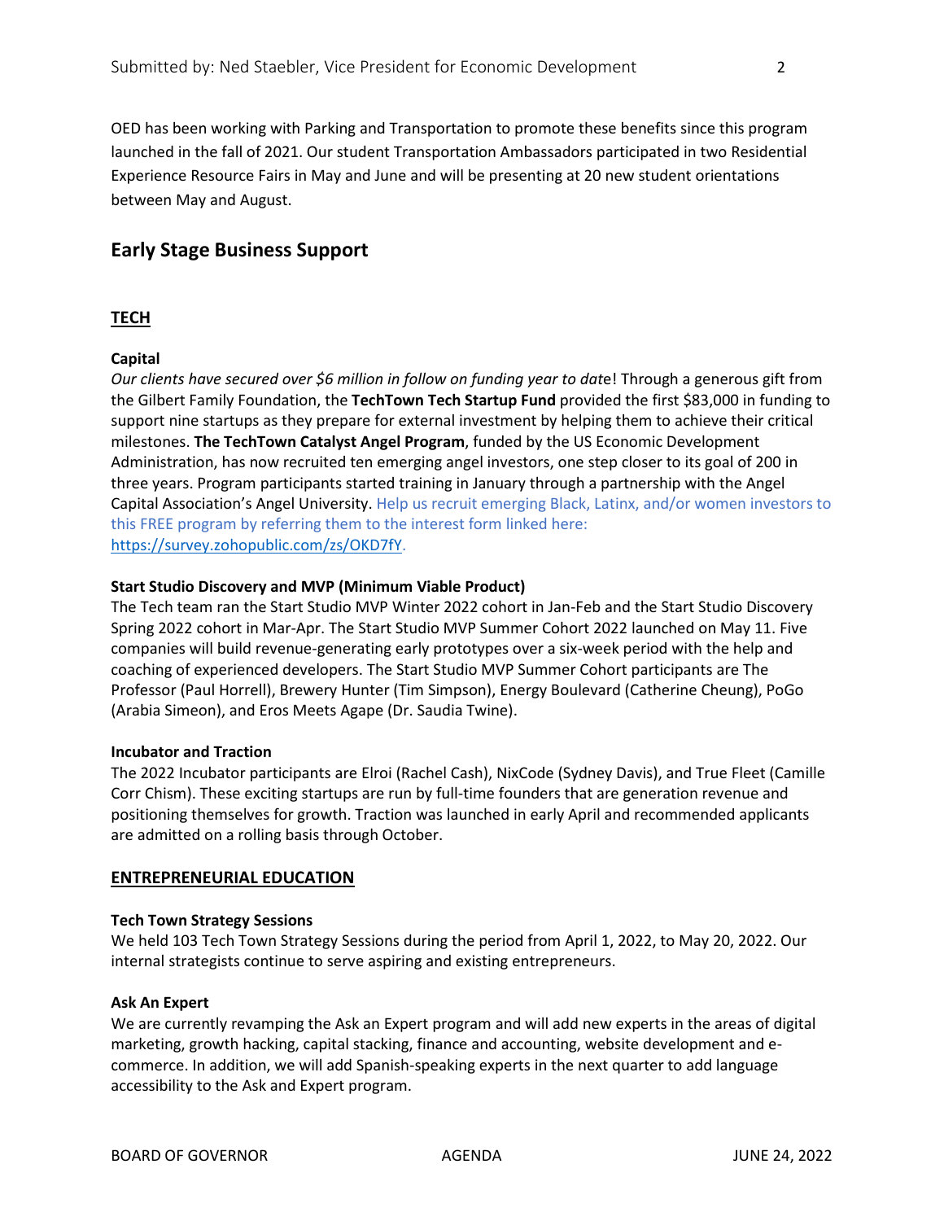OED has been working with Parking and Transportation to promote these benefits since this program launched in the fall of 2021. Our student Transportation Ambassadors participated in two Residential Experience Resource Fairs in May and June and will be presenting at 20 new student orientations between May and August.

## Early Stage Business Support

### TECH

**Capital**

*Our clients have secured over $6 million in follow on funding year to dat*e! Through a generous gift from the Gilbert Family Foundation, the **TechTown Tech Startup Fund** provided the first $83,000 in funding to support nine startups as they prepare for external investment by helping them to achieve their critical milestones. **The TechTown Catalyst Angel Program**, funded by the US Economic Development Administration, has now recruited ten emerging angel investors, one step closer to its goal of 200 in three years. Program participants started training in January through a partnership with the Angel Capital Association's Angel University. Help us recruit emerging Black, Latinx, and/or women investors to this FREE program by referring them to the interest form linked here: https://survey.zohopublic.com/zs/OKD7fY.

**Start Studio Discovery and MVP (Minimum Viable Product)**

The Tech team ran the Start Studio MVP Winter 2022 cohort in Jan-Feb and the Start Studio Discovery Spring 2022 cohort in Mar-Apr. The Start Studio MVP Summer Cohort 2022 launched on May 11. Five companies will build revenue-generating early prototypes over a six-week period with the help and coaching of experienced developers. The Start Studio MVP Summer Cohort participants are The Professor (Paul Horrell), Brewery Hunter (Tim Simpson), Energy Boulevard (Catherine Cheung), PoGo (Arabia Simeon), and Eros Meets Agape (Dr. Saudia Twine).

**Incubator and Traction**

The 2022 Incubator participants are Elroi (Rachel Cash), NixCode (Sydney Davis), and True Fleet (Camille Corr Chism). These exciting startups are run by full-time founders that are generation revenue and positioning themselves for growth. Traction was launched in early April and recommended applicants are admitted on a rolling basis through October.

### ENTREPRENEURIAL EDUCATION

**Tech Town Strategy Sessions**

We held 103 Tech Town Strategy Sessions during the period from April 1, 2022, to May 20, 2022. Our internal strategists continue to serve aspiring and existing entrepreneurs.

**Ask An Expert**

We are currently revamping the Ask an Expert program and will add new experts in the areas of digital marketing, growth hacking, capital stacking, finance and accounting, website development and e-commerce. In addition, we will add Spanish-speaking experts in the next quarter to add language accessibility to the Ask and Expert program.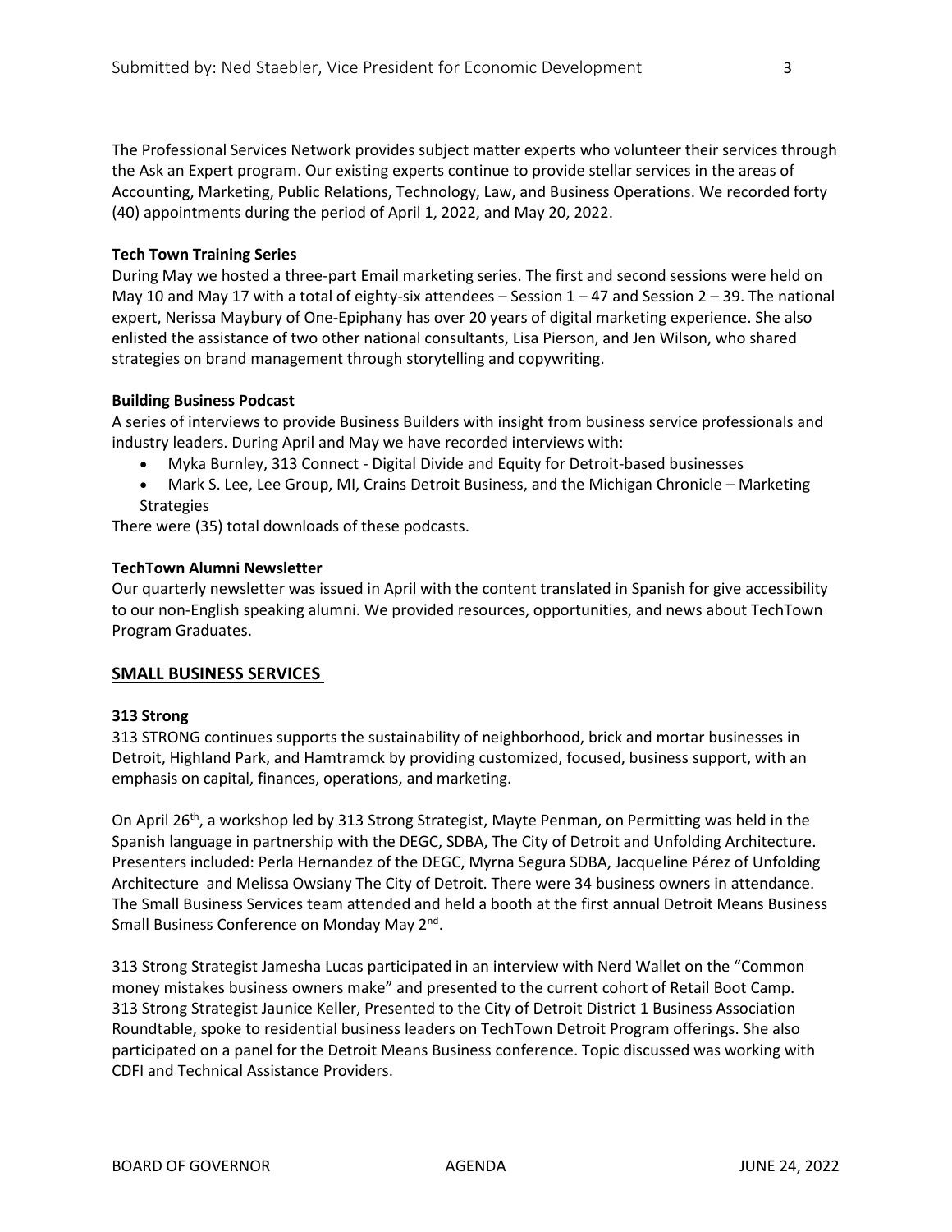The Professional Services Network provides subject matter experts who volunteer their services through the Ask an Expert program. Our existing experts continue to provide stellar services in the areas of Accounting, Marketing, Public Relations, Technology, Law, and Business Operations. We recorded forty (40) appointments during the period of April 1, 2022, and May 20, 2022.

**Tech Town Training Series**
During May we hosted a three-part Email marketing series. The first and second sessions were held on May 10 and May 17 with a total of eighty-six attendees – Session 1 – 47 and Session 2 – 39. The national expert, Nerissa Maybury of One-Epiphany has over 20 years of digital marketing experience. She also enlisted the assistance of two other national consultants, Lisa Pierson, and Jen Wilson, who shared strategies on brand management through storytelling and copywriting.

**Building Business Podcast**
A series of interviews to provide Business Builders with insight from business service professionals and industry leaders. During April and May we have recorded interviews with:

- Myka Burnley, 313 Connect - Digital Divide and Equity for Detroit-based businesses
- Mark S. Lee, Lee Group, MI, Crains Detroit Business, and the Michigan Chronicle – Marketing Strategies

There were (35) total downloads of these podcasts.

**TechTown Alumni Newsletter**
Our quarterly newsletter was issued in April with the content translated in Spanish for give accessibility to our non-English speaking alumni. We provided resources, opportunities, and news about TechTown Program Graduates.

## SMALL BUSINESS SERVICES

**313 Strong**
313 STRONG continues supports the sustainability of neighborhood, brick and mortar businesses in Detroit, Highland Park, and Hamtramck by providing customized, focused, business support, with an emphasis on capital, finances, operations, and marketing.

On April 26th, a workshop led by 313 Strong Strategist, Mayte Penman, on Permitting was held in the Spanish language in partnership with the DEGC, SDBA, The City of Detroit and Unfolding Architecture. Presenters included: Perla Hernandez of the DEGC, Myrna Segura SDBA, Jacqueline Pérez of Unfolding Architecture and Melissa Owsiany The City of Detroit. There were 34 business owners in attendance. The Small Business Services team attended and held a booth at the first annual Detroit Means Business Small Business Conference on Monday May 2nd.

313 Strong Strategist Jamesha Lucas participated in an interview with Nerd Wallet on the "Common money mistakes business owners make" and presented to the current cohort of Retail Boot Camp. 313 Strong Strategist Jaunice Keller, Presented to the City of Detroit District 1 Business Association Roundtable, spoke to residential business leaders on TechTown Detroit Program offerings. She also participated on a panel for the Detroit Means Business conference. Topic discussed was working with CDFI and Technical Assistance Providers.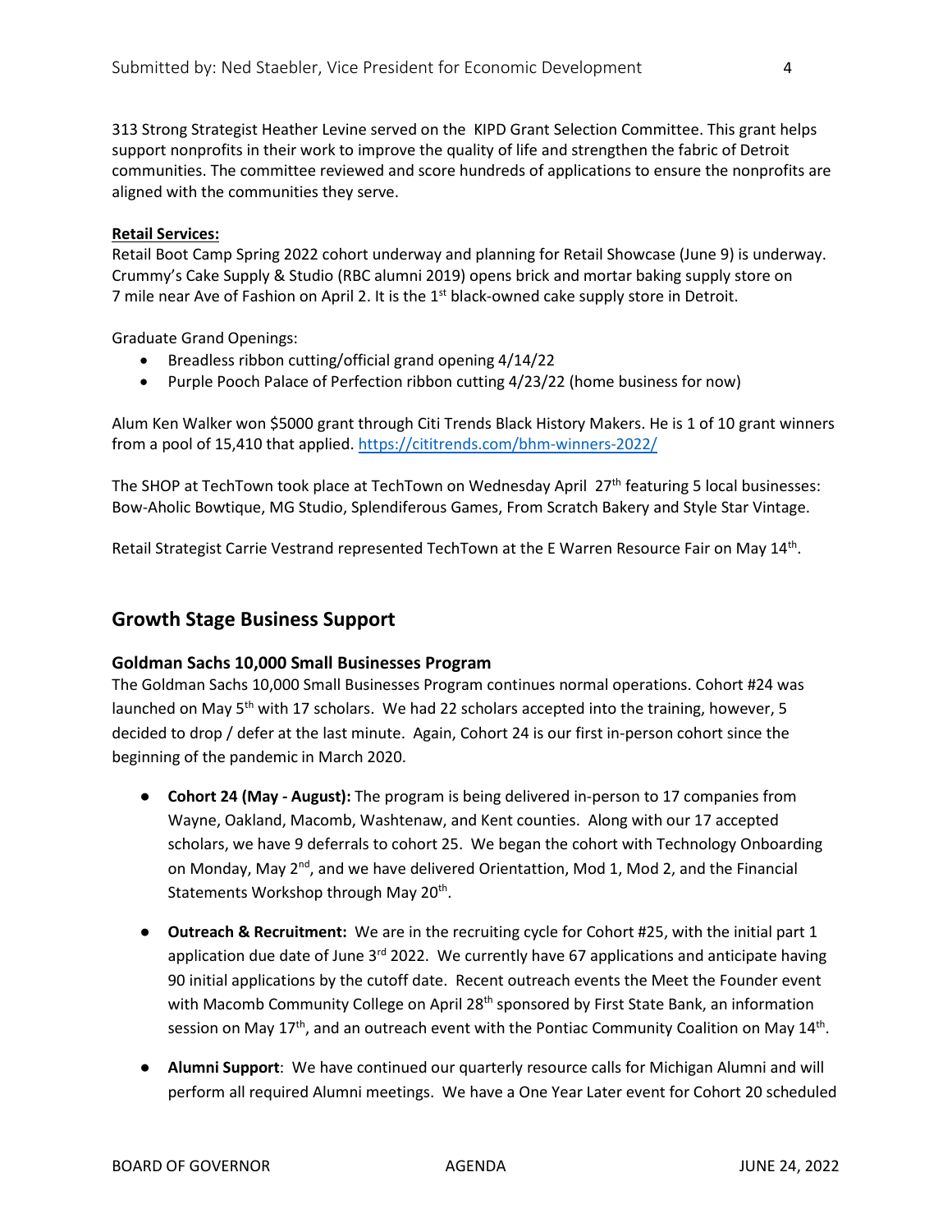313 Strong Strategist Heather Levine served on the KIPD Grant Selection Committee. This grant helps support nonprofits in their work to improve the quality of life and strengthen the fabric of Detroit communities. The committee reviewed and score hundreds of applications to ensure the nonprofits are aligned with the communities they serve.

**Retail Services:**

Retail Boot Camp Spring 2022 cohort underway and planning for Retail Showcase (June 9) is underway. Crummy's Cake Supply & Studio (RBC alumni 2019) opens brick and mortar baking supply store on 7 mile near Ave of Fashion on April 2. It is the 1st black-owned cake supply store in Detroit.

Graduate Grand Openings:

- Breadless ribbon cutting/official grand opening 4/14/22
- Purple Pooch Palace of Perfection ribbon cutting 4/23/22 (home business for now)

Alum Ken Walker won $5000 grant through Citi Trends Black History Makers. He is 1 of 10 grant winners from a pool of 15,410 that applied. https://cititrends.com/bhm-winners-2022/

The SHOP at TechTown took place at TechTown on Wednesday April 27th featuring 5 local businesses: Bow-Aholic Bowtique, MG Studio, Splendiferous Games, From Scratch Bakery and Style Star Vintage.

Retail Strategist Carrie Vestrand represented TechTown at the E Warren Resource Fair on May 14th.

## Growth Stage Business Support

### Goldman Sachs 10,000 Small Businesses Program

The Goldman Sachs 10,000 Small Businesses Program continues normal operations. Cohort #24 was launched on May 5th with 17 scholars. We had 22 scholars accepted into the training, however, 5 decided to drop / defer at the last minute. Again, Cohort 24 is our first in-person cohort since the beginning of the pandemic in March 2020.

- **Cohort 24 (May - August):** The program is being delivered in-person to 17 companies from Wayne, Oakland, Macomb, Washtenaw, and Kent counties. Along with our 17 accepted scholars, we have 9 deferrals to cohort 25. We began the cohort with Technology Onboarding on Monday, May 2nd, and we have delivered Orientattion, Mod 1, Mod 2, and the Financial Statements Workshop through May 20th.

- **Outreach & Recruitment:** We are in the recruiting cycle for Cohort #25, with the initial part 1 application due date of June 3rd 2022. We currently have 67 applications and anticipate having 90 initial applications by the cutoff date. Recent outreach events the Meet the Founder event with Macomb Community College on April 28th sponsored by First State Bank, an information session on May 17th, and an outreach event with the Pontiac Community Coalition on May 14th.

- **Alumni Support**: We have continued our quarterly resource calls for Michigan Alumni and will perform all required Alumni meetings. We have a One Year Later event for Cohort 20 scheduled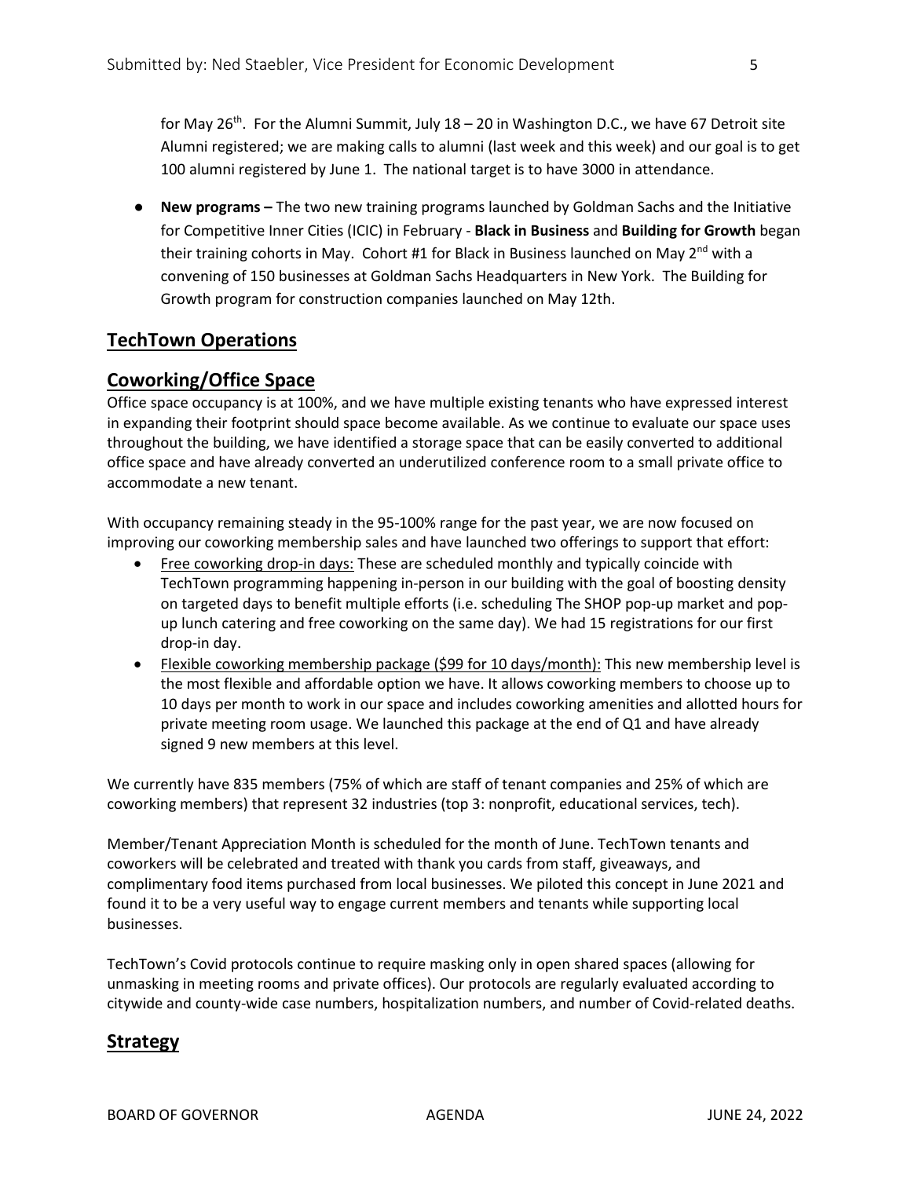for May 26th. For the Alumni Summit, July 18 – 20 in Washington D.C., we have 67 Detroit site Alumni registered; we are making calls to alumni (last week and this week) and our goal is to get 100 alumni registered by June 1. The national target is to have 3000 in attendance.

- **New programs –** The two new training programs launched by Goldman Sachs and the Initiative for Competitive Inner Cities (ICIC) in February - **Black in Business** and **Building for Growth** began their training cohorts in May. Cohort #1 for Black in Business launched on May 2nd with a convening of 150 businesses at Goldman Sachs Headquarters in New York. The Building for Growth program for construction companies launched on May 12th.

## TechTown Operations

## Coworking/Office Space

Office space occupancy is at 100%, and we have multiple existing tenants who have expressed interest in expanding their footprint should space become available. As we continue to evaluate our space uses throughout the building, we have identified a storage space that can be easily converted to additional office space and have already converted an underutilized conference room to a small private office to accommodate a new tenant.

With occupancy remaining steady in the 95-100% range for the past year, we are now focused on improving our coworking membership sales and have launched two offerings to support that effort:

- Free coworking drop-in days: These are scheduled monthly and typically coincide with TechTown programming happening in-person in our building with the goal of boosting density on targeted days to benefit multiple efforts (i.e. scheduling The SHOP pop-up market and pop-up lunch catering and free coworking on the same day). We had 15 registrations for our first drop-in day.
- Flexible coworking membership package ($99 for 10 days/month): This new membership level is the most flexible and affordable option we have. It allows coworking members to choose up to 10 days per month to work in our space and includes coworking amenities and allotted hours for private meeting room usage. We launched this package at the end of Q1 and have already signed 9 new members at this level.

We currently have 835 members (75% of which are staff of tenant companies and 25% of which are coworking members) that represent 32 industries (top 3: nonprofit, educational services, tech).

Member/Tenant Appreciation Month is scheduled for the month of June. TechTown tenants and coworkers will be celebrated and treated with thank you cards from staff, giveaways, and complimentary food items purchased from local businesses. We piloted this concept in June 2021 and found it to be a very useful way to engage current members and tenants while supporting local businesses.

TechTown's Covid protocols continue to require masking only in open shared spaces (allowing for unmasking in meeting rooms and private offices). Our protocols are regularly evaluated according to citywide and county-wide case numbers, hospitalization numbers, and number of Covid-related deaths.

## Strategy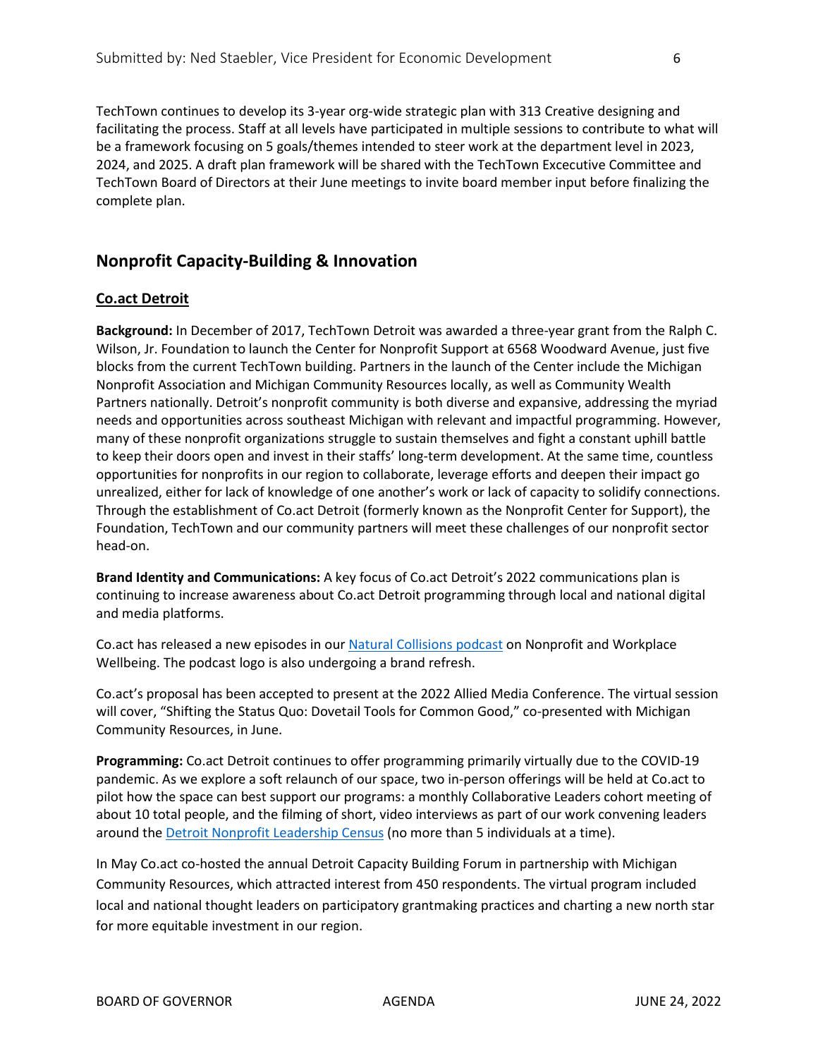TechTown continues to develop its 3-year org-wide strategic plan with 313 Creative designing and facilitating the process. Staff at all levels have participated in multiple sessions to contribute to what will be a framework focusing on 5 goals/themes intended to steer work at the department level in 2023, 2024, and 2025. A draft plan framework will be shared with the TechTown Excecutive Committee and TechTown Board of Directors at their June meetings to invite board member input before finalizing the complete plan.

## Nonprofit Capacity-Building & Innovation

### <u>Co.act Detroit</u>

**Background:** In December of 2017, TechTown Detroit was awarded a three-year grant from the Ralph C. Wilson, Jr. Foundation to launch the Center for Nonprofit Support at 6568 Woodward Avenue, just five blocks from the current TechTown building. Partners in the launch of the Center include the Michigan Nonprofit Association and Michigan Community Resources locally, as well as Community Wealth Partners nationally. Detroit's nonprofit community is both diverse and expansive, addressing the myriad needs and opportunities across southeast Michigan with relevant and impactful programming. However, many of these nonprofit organizations struggle to sustain themselves and fight a constant uphill battle to keep their doors open and invest in their staffs' long-term development. At the same time, countless opportunities for nonprofits in our region to collaborate, leverage efforts and deepen their impact go unrealized, either for lack of knowledge of one another's work or lack of capacity to solidify connections. Through the establishment of Co.act Detroit (formerly known as the Nonprofit Center for Support), the Foundation, TechTown and our community partners will meet these challenges of our nonprofit sector head-on.

**Brand Identity and Communications:** A key focus of Co.act Detroit's 2022 communications plan is continuing to increase awareness about Co.act Detroit programming through local and national digital and media platforms.

Co.act has released a new episodes in our Natural Collisions podcast on Nonprofit and Workplace Wellbeing. The podcast logo is also undergoing a brand refresh.

Co.act's proposal has been accepted to present at the 2022 Allied Media Conference. The virtual session will cover, "Shifting the Status Quo: Dovetail Tools for Common Good," co-presented with Michigan Community Resources, in June.

**Programming:** Co.act Detroit continues to offer programming primarily virtually due to the COVID-19 pandemic. As we explore a soft relaunch of our space, two in-person offerings will be held at Co.act to pilot how the space can best support our programs: a monthly Collaborative Leaders cohort meeting of about 10 total people, and the filming of short, video interviews as part of our work convening leaders around the Detroit Nonprofit Leadership Census (no more than 5 individuals at a time).

In May Co.act co-hosted the annual Detroit Capacity Building Forum in partnership with Michigan Community Resources, which attracted interest from 450 respondents. The virtual program included local and national thought leaders on participatory grantmaking practices and charting a new north star for more equitable investment in our region.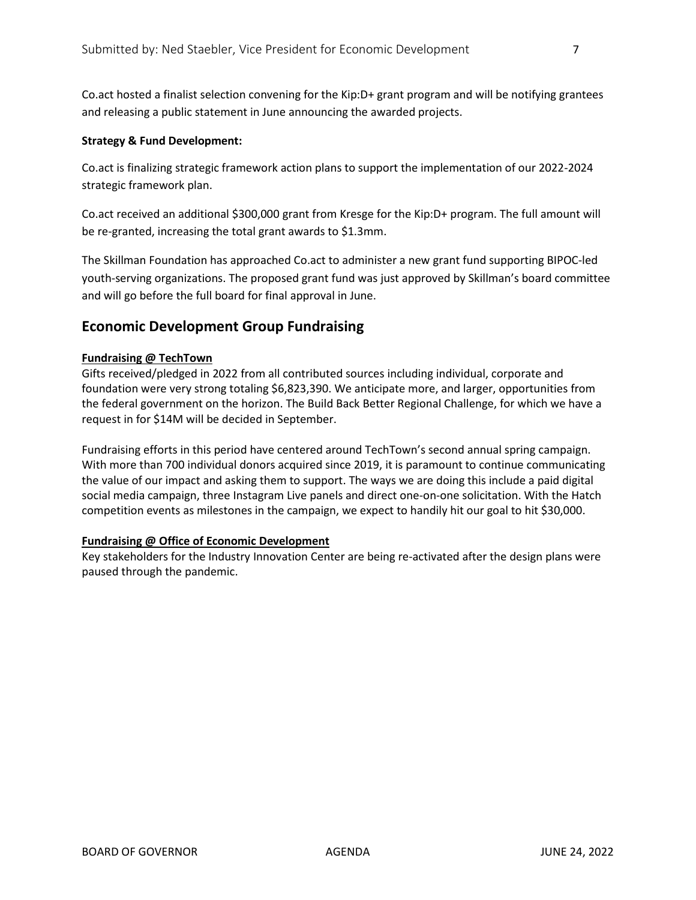Co.act hosted a finalist selection convening for the Kip:D+ grant program and will be notifying grantees and releasing a public statement in June announcing the awarded projects.

**Strategy & Fund Development:**

Co.act is finalizing strategic framework action plans to support the implementation of our 2022-2024 strategic framework plan.

Co.act received an additional $300,000 grant from Kresge for the Kip:D+ program. The full amount will be re-granted, increasing the total grant awards to $1.3mm.

The Skillman Foundation has approached Co.act to administer a new grant fund supporting BIPOC-led youth-serving organizations. The proposed grant fund was just approved by Skillman's board committee and will go before the full board for final approval in June.

## Economic Development Group Fundraising

**Fundraising @ TechTown**

Gifts received/pledged in 2022 from all contributed sources including individual, corporate and foundation were very strong totaling $6,823,390. We anticipate more, and larger, opportunities from the federal government on the horizon. The Build Back Better Regional Challenge, for which we have a request in for $14M will be decided in September.

Fundraising efforts in this period have centered around TechTown's second annual spring campaign. With more than 700 individual donors acquired since 2019, it is paramount to continue communicating the value of our impact and asking them to support. The ways we are doing this include a paid digital social media campaign, three Instagram Live panels and direct one-on-one solicitation. With the Hatch competition events as milestones in the campaign, we expect to handily hit our goal to hit $30,000.

**Fundraising @ Office of Economic Development**

Key stakeholders for the Industry Innovation Center are being re-activated after the design plans were paused through the pandemic.